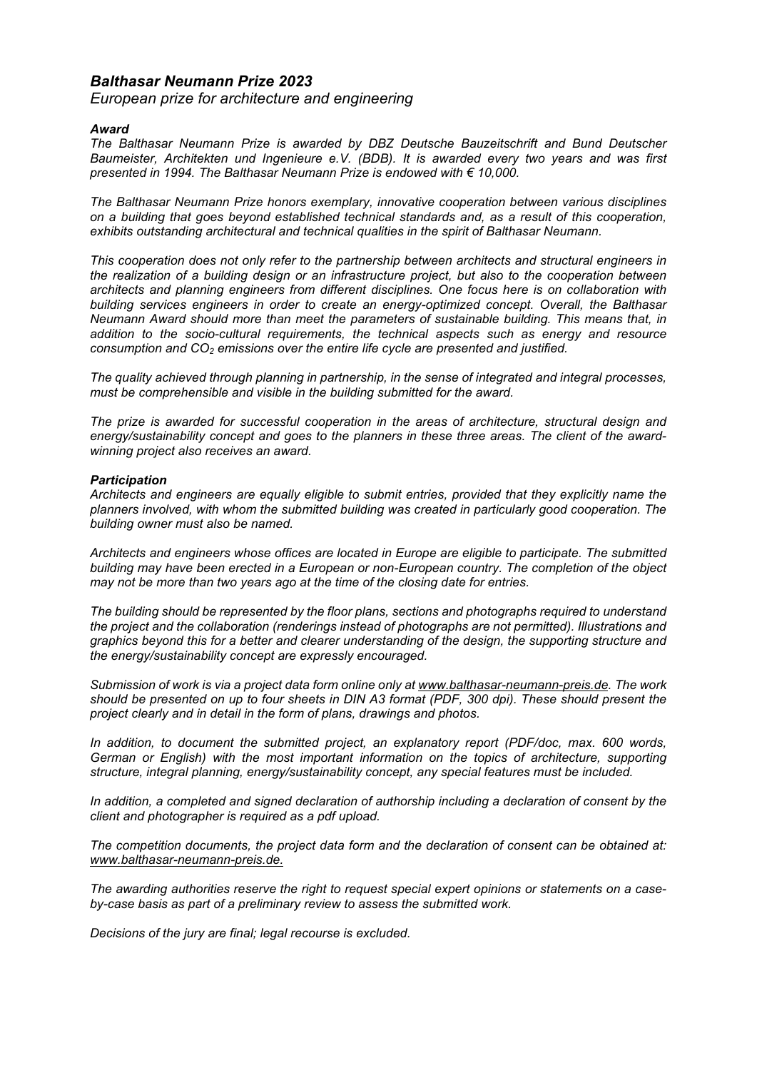# *Balthasar Neumann Prize 2023*

*European prize for architecture and engineering*

### *Award*

*The Balthasar Neumann Prize is awarded by DBZ Deutsche Bauzeitschrift and Bund Deutscher Baumeister, Architekten und Ingenieure e.V. (BDB). It is awarded every two years and was first presented in 1994. The Balthasar Neumann Prize is endowed with € 10,000.*

*The Balthasar Neumann Prize honors exemplary, innovative cooperation between various disciplines on a building that goes beyond established technical standards and, as a result of this cooperation, exhibits outstanding architectural and technical qualities in the spirit of Balthasar Neumann.*

*This cooperation does not only refer to the partnership between architects and structural engineers in the realization of a building design or an infrastructure project, but also to the cooperation between architects and planning engineers from different disciplines. One focus here is on collaboration with building services engineers in order to create an energy-optimized concept. Overall, the Balthasar Neumann Award should more than meet the parameters of sustainable building. This means that, in addition to the socio-cultural requirements, the technical aspects such as energy and resource consumption and $CO_2$ emissions over the entire life cycle are presented and justified.*

*The quality achieved through planning in partnership, in the sense of integrated and integral processes, must be comprehensible and visible in the building submitted for the award.*

*The prize is awarded for successful cooperation in the areas of architecture, structural design and energy/sustainability concept and goes to the planners in these three areas. The client of the award-winning project also receives an award.*

### *Participation*

*Architects and engineers are equally eligible to submit entries, provided that they explicitly name the planners involved, with whom the submitted building was created in particularly good cooperation. The building owner must also be named.*

*Architects and engineers whose offices are located in Europe are eligible to participate. The submitted building may have been erected in a European or non-European country. The completion of the object may not be more than two years ago at the time of the closing date for entries.*

*The building should be represented by the floor plans, sections and photographs required to understand the project and the collaboration (renderings instead of photographs are not permitted). Illustrations and graphics beyond this for a better and clearer understanding of the design, the supporting structure and the energy/sustainability concept are expressly encouraged.*

*Submission of work is via a project data form online only at www.balthasar-neumann-preis.de. The work should be presented on up to four sheets in DIN A3 format (PDF, 300 dpi). These should present the project clearly and in detail in the form of plans, drawings and photos.*

*In addition, to document the submitted project, an explanatory report (PDF/doc, max. 600 words, German or English) with the most important information on the topics of architecture, supporting structure, integral planning, energy/sustainability concept, any special features must be included.*

*In addition, a completed and signed declaration of authorship including a declaration of consent by the client and photographer is required as a pdf upload.*

*The competition documents, the project data form and the declaration of consent can be obtained at: www.balthasar-neumann-preis.de.*

*The awarding authorities reserve the right to request special expert opinions or statements on a case-by-case basis as part of a preliminary review to assess the submitted work.*

*Decisions of the jury are final; legal recourse is excluded.*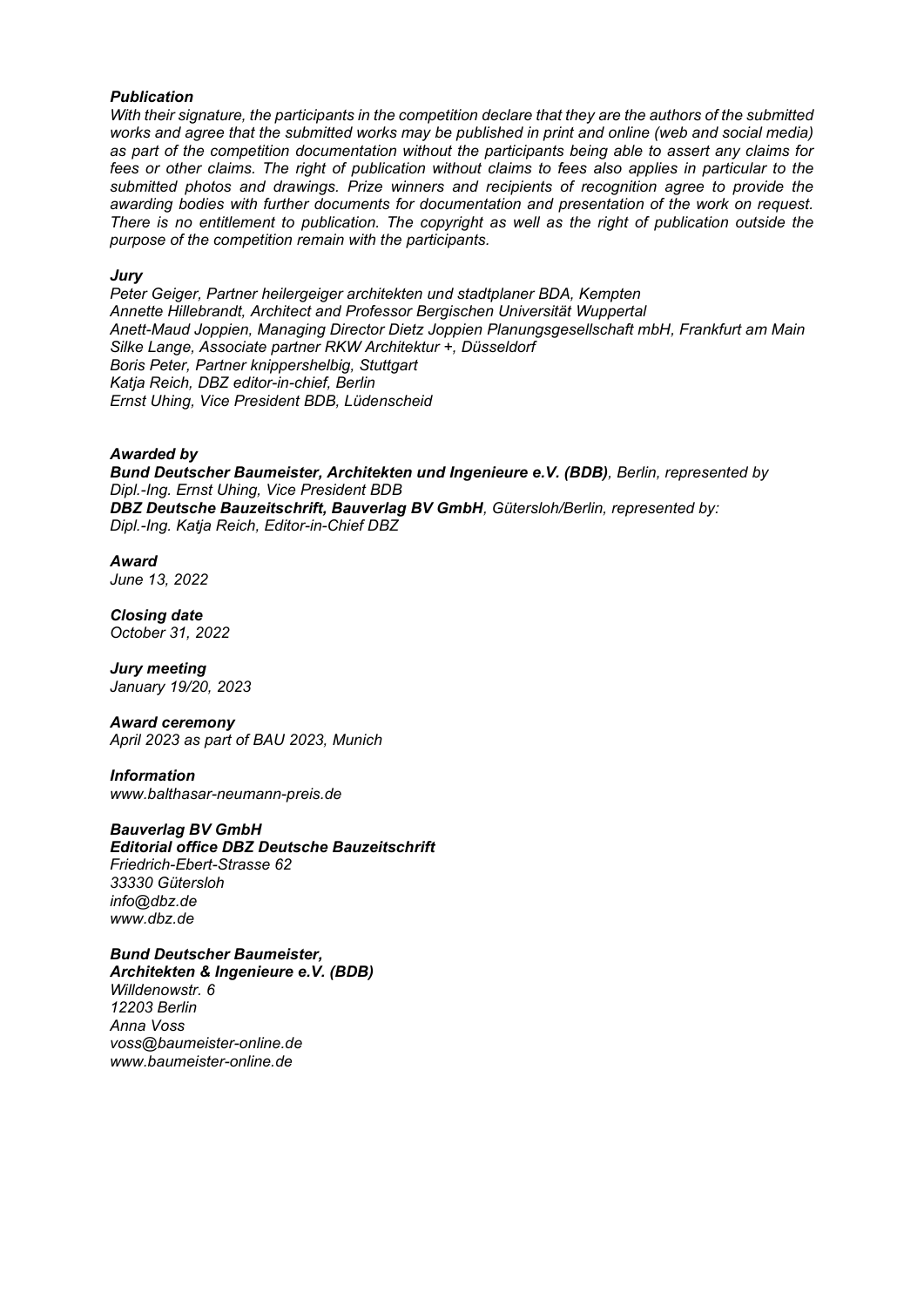***Publication***
*With their signature, the participants in the competition declare that they are the authors of the submitted works and agree that the submitted works may be published in print and online (web and social media) as part of the competition documentation without the participants being able to assert any claims for fees or other claims. The right of publication without claims to fees also applies in particular to the submitted photos and drawings. Prize winners and recipients of recognition agree to provide the awarding bodies with further documents for documentation and presentation of the work on request. There is no entitlement to publication. The copyright as well as the right of publication outside the purpose of the competition remain with the participants.*

***Jury***
*Peter Geiger, Partner heilergeiger architekten und stadtplaner BDA, Kempten*
*Annette Hillebrandt, Architect and Professor Bergischen Universität Wuppertal*
*Anett-Maud Joppien, Managing Director Dietz Joppien Planungsgesellschaft mbH, Frankfurt am Main*
*Silke Lange, Associate partner RKW Architektur +, Düsseldorf*
*Boris Peter, Partner knippershelbig, Stuttgart*
*Katja Reich, DBZ editor-in-chief, Berlin*
*Ernst Uhing, Vice President BDB, Lüdenscheid*

***Awarded by***
***Bund Deutscher Baumeister, Architekten und Ingenieure e.V. (BDB)****, Berlin, represented by Dipl.-Ing. Ernst Uhing, Vice President BDB*
***DBZ Deutsche Bauzeitschrift, Bauverlag BV GmbH****, Gütersloh/Berlin, represented by: Dipl.-Ing. Katja Reich, Editor-in-Chief DBZ*

***Award***
*June 13, 2022*

***Closing date***
*October 31, 2022*

***Jury meeting***
*January 19/20, 2023*

***Award ceremony***
*April 2023 as part of BAU 2023, Munich*

***Information***
*www.balthasar-neumann-preis.de*

***Bauverlag BV GmbH***
***Editorial office DBZ Deutsche Bauzeitschrift***
*Friedrich-Ebert-Strasse 62*
*33330 Gütersloh*
*info@dbz.de*
*www.dbz.de*

***Bund Deutscher Baumeister,***
***Architekten & Ingenieure e.V. (BDB)***
*Willdenowstr. 6*
*12203 Berlin*
*Anna Voss*
*voss@baumeister-online.de*
*www.baumeister-online.de*